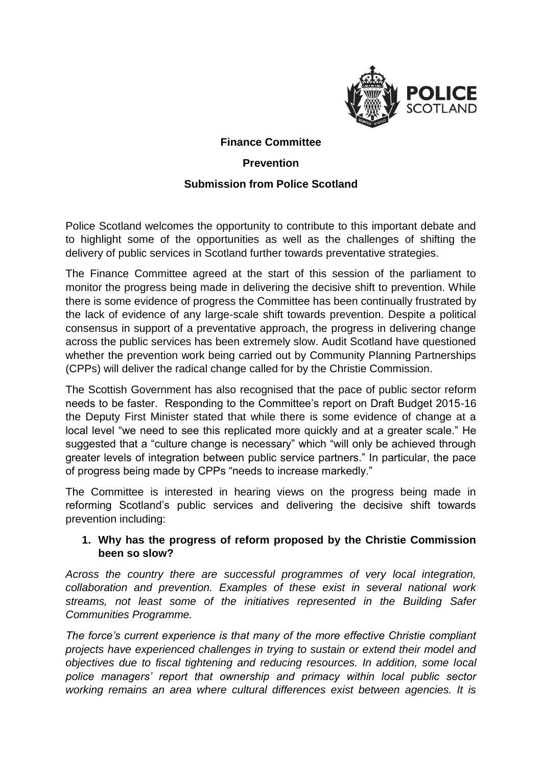**Finance Committee**

**Prevention**

**Submission from Police Scotland**

Police Scotland welcomes the opportunity to contribute to this important debate and to highlight some of the opportunities as well as the challenges of shifting the delivery of public services in Scotland further towards preventative strategies.

The Finance Committee agreed at the start of this session of the parliament to monitor the progress being made in delivering the decisive shift to prevention. While there is some evidence of progress the Committee has been continually frustrated by the lack of evidence of any large-scale shift towards prevention. Despite a political consensus in support of a preventative approach, the progress in delivering change across the public services has been extremely slow. Audit Scotland have questioned whether the prevention work being carried out by Community Planning Partnerships (CPPs) will deliver the radical change called for by the Christie Commission.

The Scottish Government has also recognised that the pace of public sector reform needs to be faster. Responding to the Committee's report on Draft Budget 2015-16 the Deputy First Minister stated that while there is some evidence of change at a local level "we need to see this replicated more quickly and at a greater scale." He suggested that a "culture change is necessary" which "will only be achieved through greater levels of integration between public service partners." In particular, the pace of progress being made by CPPs "needs to increase markedly."

The Committee is interested in hearing views on the progress being made in reforming Scotland's public services and delivering the decisive shift towards prevention including:

1. **Why has the progress of reform proposed by the Christie Commission been so slow?**

*Across the country there are successful programmes of very local integration, collaboration and prevention. Examples of these exist in several national work streams, not least some of the initiatives represented in the Building Safer Communities Programme.*

*The force's current experience is that many of the more effective Christie compliant projects have experienced challenges in trying to sustain or extend their model and objectives due to fiscal tightening and reducing resources. In addition, some local police managers' report that ownership and primacy within local public sector working remains an area where cultural differences exist between agencies. It is*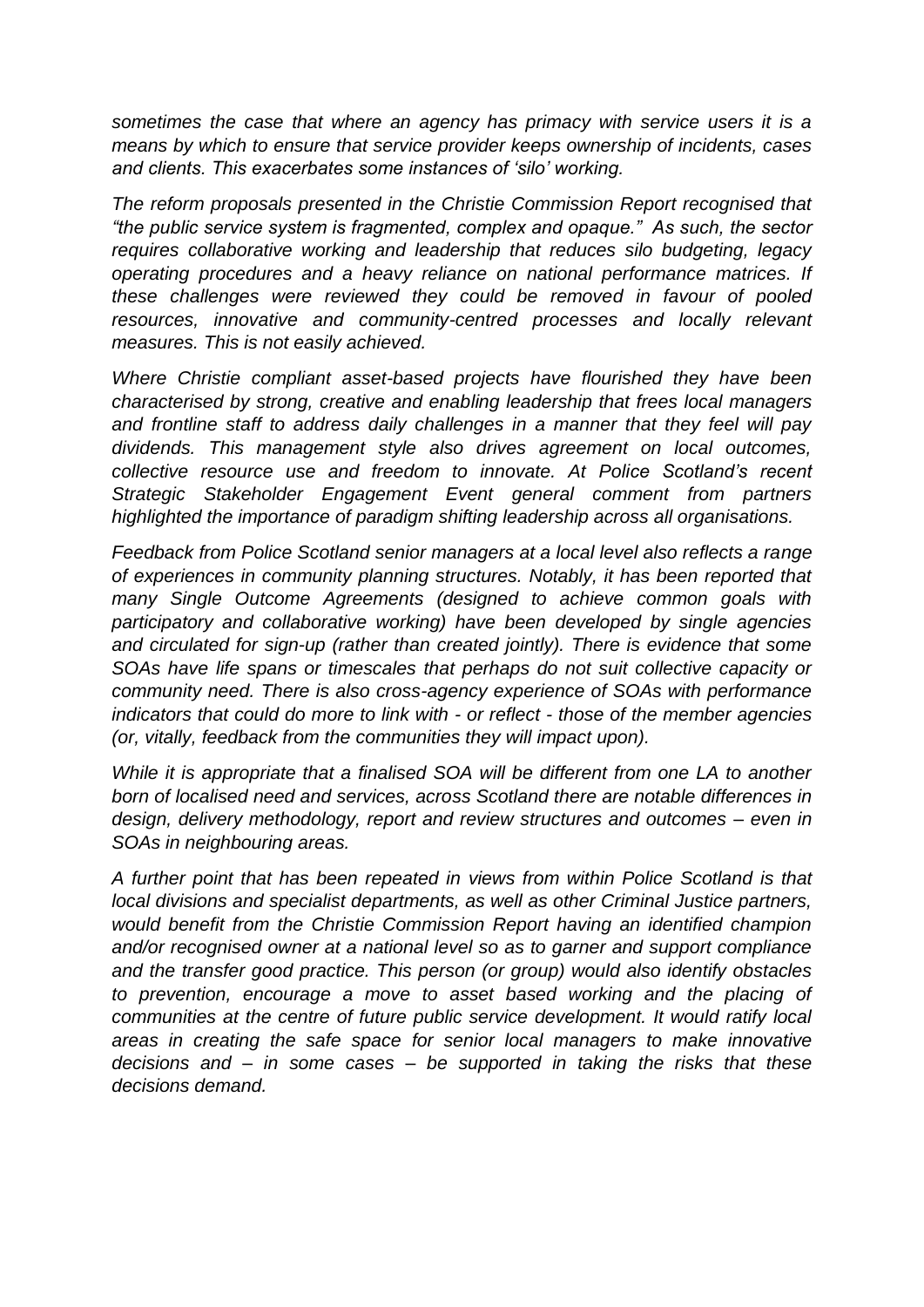*sometimes the case that where an agency has primacy with service users it is a means by which to ensure that service provider keeps ownership of incidents, cases and clients. This exacerbates some instances of 'silo' working.*

*The reform proposals presented in the Christie Commission Report recognised that "the public service system is fragmented, complex and opaque." As such, the sector requires collaborative working and leadership that reduces silo budgeting, legacy operating procedures and a heavy reliance on national performance matrices. If these challenges were reviewed they could be removed in favour of pooled resources, innovative and community-centred processes and locally relevant measures. This is not easily achieved.*

*Where Christie compliant asset-based projects have flourished they have been characterised by strong, creative and enabling leadership that frees local managers and frontline staff to address daily challenges in a manner that they feel will pay dividends. This management style also drives agreement on local outcomes, collective resource use and freedom to innovate. At Police Scotland's recent Strategic Stakeholder Engagement Event general comment from partners highlighted the importance of paradigm shifting leadership across all organisations.*

*Feedback from Police Scotland senior managers at a local level also reflects a range of experiences in community planning structures. Notably, it has been reported that many Single Outcome Agreements (designed to achieve common goals with participatory and collaborative working) have been developed by single agencies and circulated for sign-up (rather than created jointly). There is evidence that some SOAs have life spans or timescales that perhaps do not suit collective capacity or community need. There is also cross-agency experience of SOAs with performance indicators that could do more to link with - or reflect - those of the member agencies (or, vitally, feedback from the communities they will impact upon).*

*While it is appropriate that a finalised SOA will be different from one LA to another born of localised need and services, across Scotland there are notable differences in design, delivery methodology, report and review structures and outcomes – even in SOAs in neighbouring areas.*

*A further point that has been repeated in views from within Police Scotland is that local divisions and specialist departments, as well as other Criminal Justice partners, would benefit from the Christie Commission Report having an identified champion and/or recognised owner at a national level so as to garner and support compliance and the transfer good practice. This person (or group) would also identify obstacles to prevention, encourage a move to asset based working and the placing of communities at the centre of future public service development. It would ratify local areas in creating the safe space for senior local managers to make innovative decisions and – in some cases – be supported in taking the risks that these decisions demand.*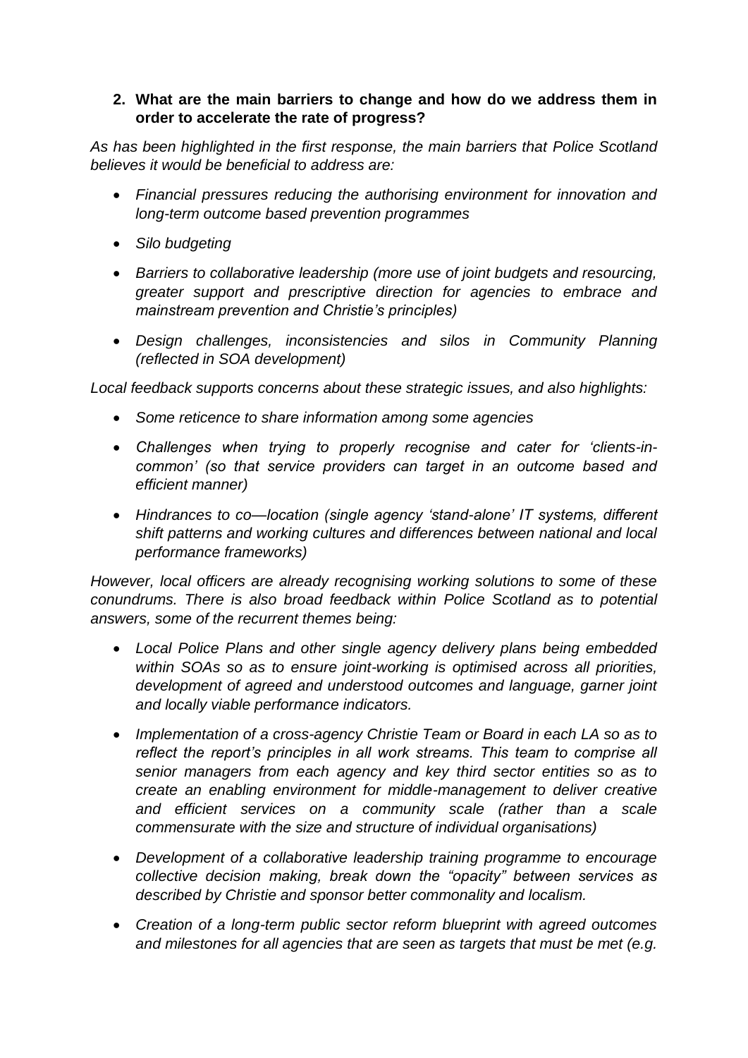**2. What are the main barriers to change and how do we address them in order to accelerate the rate of progress?**

*As has been highlighted in the first response, the main barriers that Police Scotland believes it would be beneficial to address are:*

- *Financial pressures reducing the authorising environment for innovation and long-term outcome based prevention programmes*
- *Silo budgeting*
- *Barriers to collaborative leadership (more use of joint budgets and resourcing, greater support and prescriptive direction for agencies to embrace and mainstream prevention and Christie's principles)*
- *Design challenges, inconsistencies and silos in Community Planning (reflected in SOA development)*

*Local feedback supports concerns about these strategic issues, and also highlights:*

- *Some reticence to share information among some agencies*
- *Challenges when trying to properly recognise and cater for 'clients-in-common' (so that service providers can target in an outcome based and efficient manner)*
- *Hindrances to co—location (single agency 'stand-alone' IT systems, different shift patterns and working cultures and differences between national and local performance frameworks)*

*However, local officers are already recognising working solutions to some of these conundrums. There is also broad feedback within Police Scotland as to potential answers, some of the recurrent themes being:*

- *Local Police Plans and other single agency delivery plans being embedded within SOAs so as to ensure joint-working is optimised across all priorities, development of agreed and understood outcomes and language, garner joint and locally viable performance indicators.*
- *Implementation of a cross-agency Christie Team or Board in each LA so as to reflect the report's principles in all work streams. This team to comprise all senior managers from each agency and key third sector entities so as to create an enabling environment for middle-management to deliver creative and efficient services on a community scale (rather than a scale commensurate with the size and structure of individual organisations)*
- *Development of a collaborative leadership training programme to encourage collective decision making, break down the "opacity" between services as described by Christie and sponsor better commonality and localism.*
- *Creation of a long-term public sector reform blueprint with agreed outcomes and milestones for all agencies that are seen as targets that must be met (e.g.*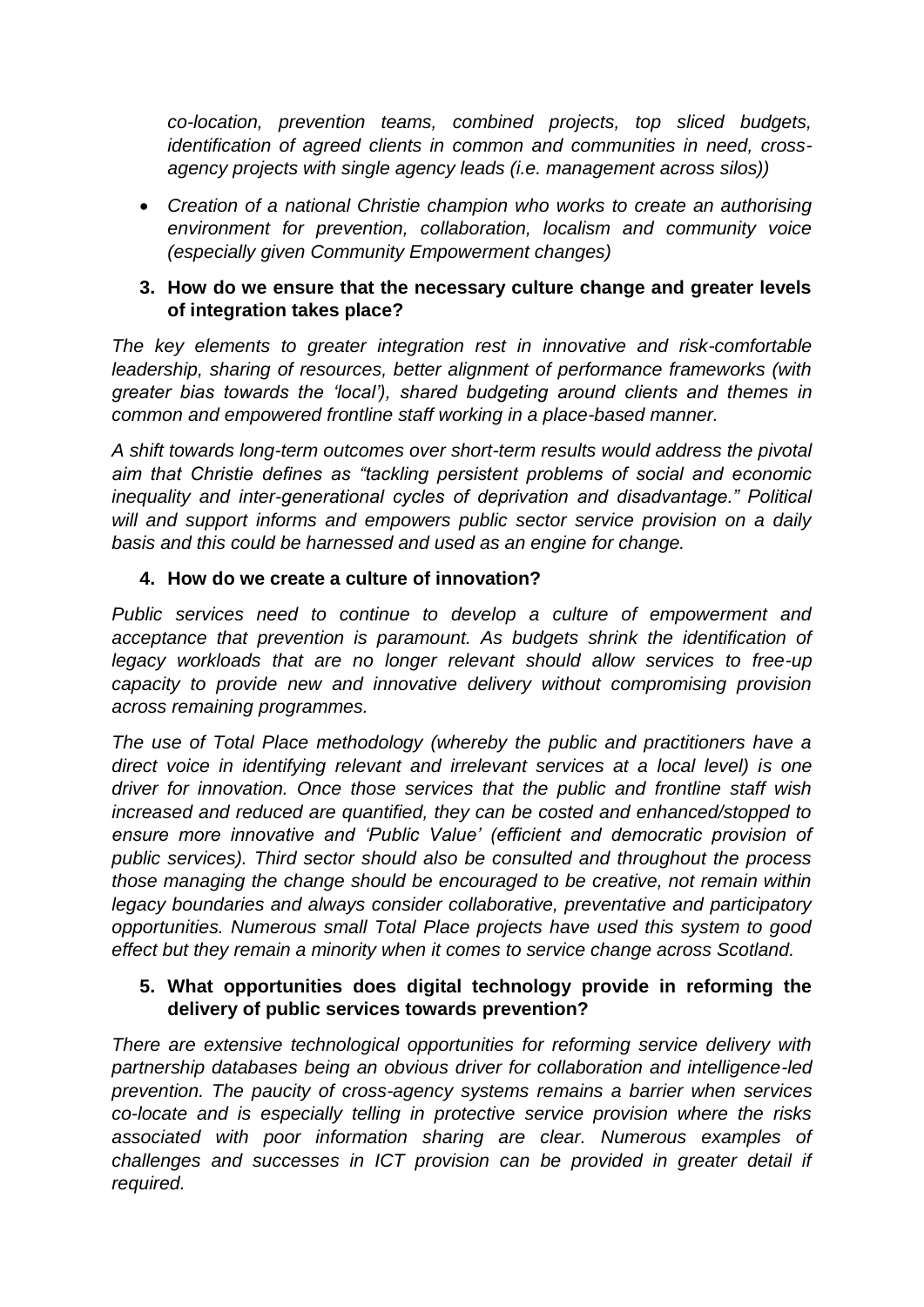*co-location, prevention teams, combined projects, top sliced budgets, identification of agreed clients in common and communities in need, cross-agency projects with single agency leads (i.e. management across silos))*

- *Creation of a national Christie champion who works to create an authorising environment for prevention, collaboration, localism and community voice (especially given Community Empowerment changes)*

3. **How do we ensure that the necessary culture change and greater levels of integration takes place?**

*The key elements to greater integration rest in innovative and risk-comfortable leadership, sharing of resources, better alignment of performance frameworks (with greater bias towards the 'local'), shared budgeting around clients and themes in common and empowered frontline staff working in a place-based manner.*

*A shift towards long-term outcomes over short-term results would address the pivotal aim that Christie defines as "tackling persistent problems of social and economic inequality and inter-generational cycles of deprivation and disadvantage." Political will and support informs and empowers public sector service provision on a daily basis and this could be harnessed and used as an engine for change.*

4. **How do we create a culture of innovation?**

*Public services need to continue to develop a culture of empowerment and acceptance that prevention is paramount. As budgets shrink the identification of legacy workloads that are no longer relevant should allow services to free-up capacity to provide new and innovative delivery without compromising provision across remaining programmes.*

*The use of Total Place methodology (whereby the public and practitioners have a direct voice in identifying relevant and irrelevant services at a local level) is one driver for innovation. Once those services that the public and frontline staff wish increased and reduced are quantified, they can be costed and enhanced/stopped to ensure more innovative and 'Public Value' (efficient and democratic provision of public services). Third sector should also be consulted and throughout the process those managing the change should be encouraged to be creative, not remain within legacy boundaries and always consider collaborative, preventative and participatory opportunities. Numerous small Total Place projects have used this system to good effect but they remain a minority when it comes to service change across Scotland.*

5. **What opportunities does digital technology provide in reforming the delivery of public services towards prevention?**

*There are extensive technological opportunities for reforming service delivery with partnership databases being an obvious driver for collaboration and intelligence-led prevention. The paucity of cross-agency systems remains a barrier when services co-locate and is especially telling in protective service provision where the risks associated with poor information sharing are clear. Numerous examples of challenges and successes in ICT provision can be provided in greater detail if required.*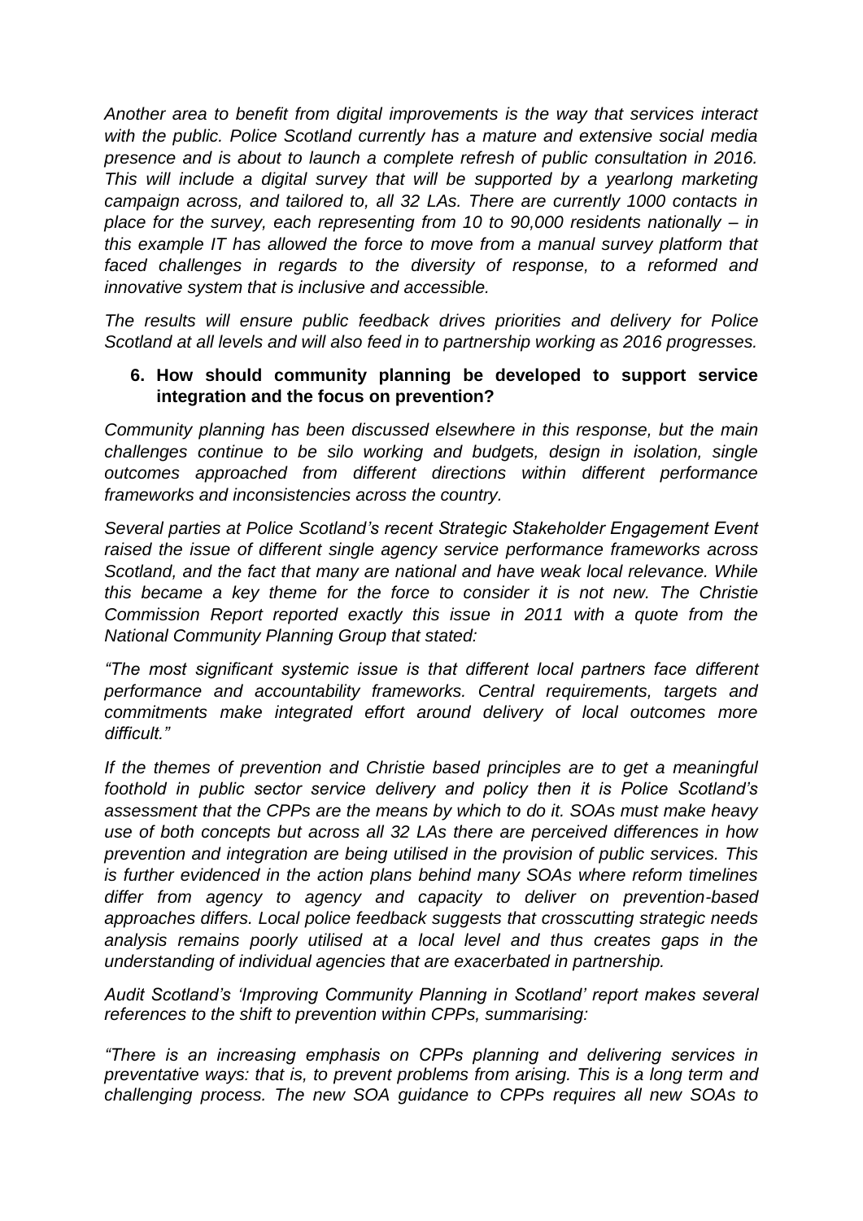*Another area to benefit from digital improvements is the way that services interact with the public. Police Scotland currently has a mature and extensive social media presence and is about to launch a complete refresh of public consultation in 2016. This will include a digital survey that will be supported by a yearlong marketing campaign across, and tailored to, all 32 LAs. There are currently 1000 contacts in place for the survey, each representing from 10 to 90,000 residents nationally – in this example IT has allowed the force to move from a manual survey platform that faced challenges in regards to the diversity of response, to a reformed and innovative system that is inclusive and accessible.*

*The results will ensure public feedback drives priorities and delivery for Police Scotland at all levels and will also feed in to partnership working as 2016 progresses.*

**6. How should community planning be developed to support service integration and the focus on prevention?**

*Community planning has been discussed elsewhere in this response, but the main challenges continue to be silo working and budgets, design in isolation, single outcomes approached from different directions within different performance frameworks and inconsistencies across the country.*

*Several parties at Police Scotland's recent Strategic Stakeholder Engagement Event raised the issue of different single agency service performance frameworks across Scotland, and the fact that many are national and have weak local relevance. While this became a key theme for the force to consider it is not new. The Christie Commission Report reported exactly this issue in 2011 with a quote from the National Community Planning Group that stated:*

*"The most significant systemic issue is that different local partners face different performance and accountability frameworks. Central requirements, targets and commitments make integrated effort around delivery of local outcomes more difficult."*

*If the themes of prevention and Christie based principles are to get a meaningful foothold in public sector service delivery and policy then it is Police Scotland's assessment that the CPPs are the means by which to do it. SOAs must make heavy use of both concepts but across all 32 LAs there are perceived differences in how prevention and integration are being utilised in the provision of public services. This is further evidenced in the action plans behind many SOAs where reform timelines differ from agency to agency and capacity to deliver on prevention-based approaches differs. Local police feedback suggests that crosscutting strategic needs analysis remains poorly utilised at a local level and thus creates gaps in the understanding of individual agencies that are exacerbated in partnership.*

*Audit Scotland's 'Improving Community Planning in Scotland' report makes several references to the shift to prevention within CPPs, summarising:*

*"There is an increasing emphasis on CPPs planning and delivering services in preventative ways: that is, to prevent problems from arising. This is a long term and challenging process. The new SOA guidance to CPPs requires all new SOAs to*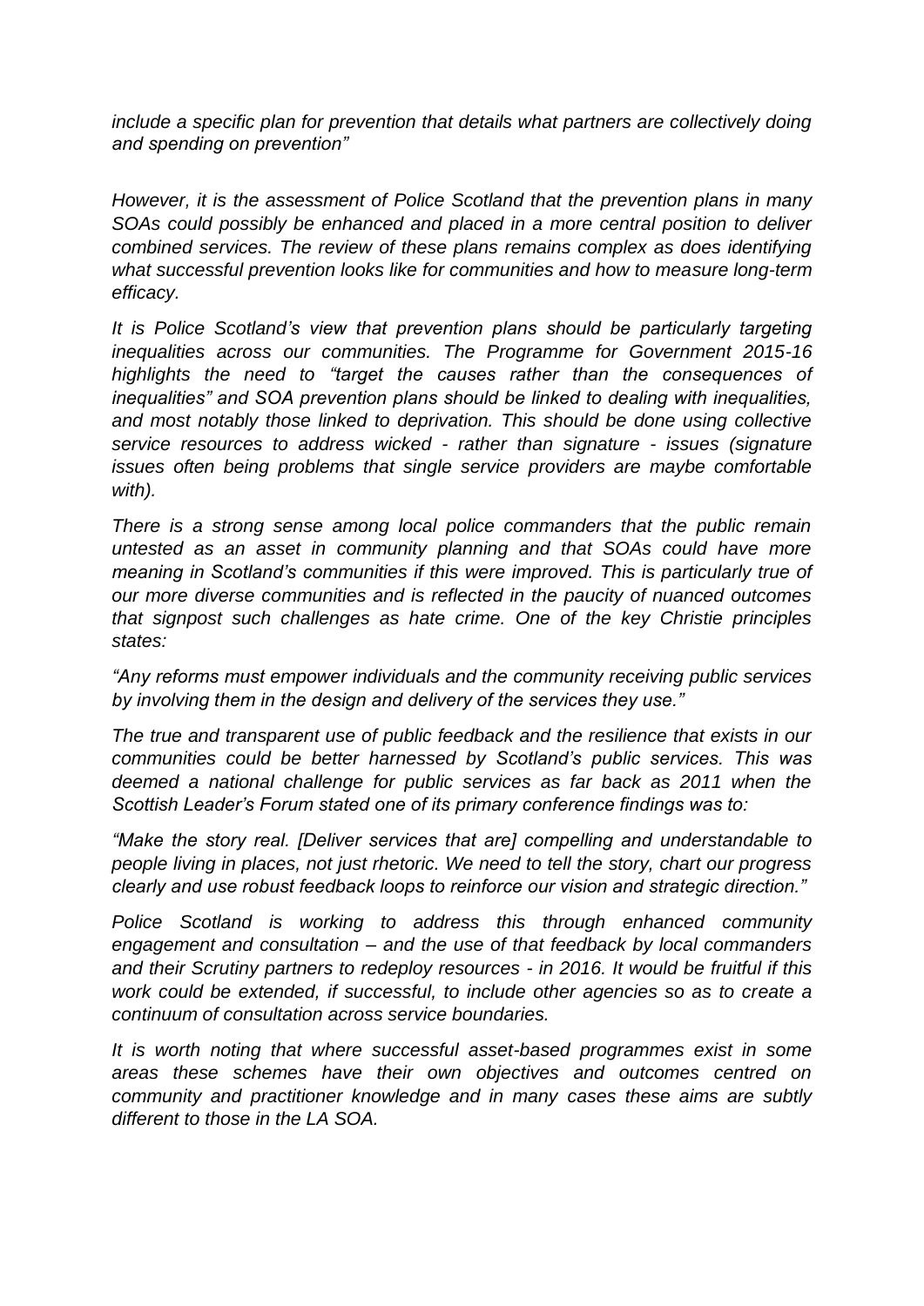*include a specific plan for prevention that details what partners are collectively doing and spending on prevention"*

*However, it is the assessment of Police Scotland that the prevention plans in many SOAs could possibly be enhanced and placed in a more central position to deliver combined services. The review of these plans remains complex as does identifying what successful prevention looks like for communities and how to measure long-term efficacy.*

*It is Police Scotland's view that prevention plans should be particularly targeting inequalities across our communities. The Programme for Government 2015-16 highlights the need to "target the causes rather than the consequences of inequalities" and SOA prevention plans should be linked to dealing with inequalities, and most notably those linked to deprivation. This should be done using collective service resources to address wicked - rather than signature - issues (signature issues often being problems that single service providers are maybe comfortable with).*

*There is a strong sense among local police commanders that the public remain untested as an asset in community planning and that SOAs could have more meaning in Scotland's communities if this were improved. This is particularly true of our more diverse communities and is reflected in the paucity of nuanced outcomes that signpost such challenges as hate crime. One of the key Christie principles states:*

*"Any reforms must empower individuals and the community receiving public services by involving them in the design and delivery of the services they use."*

*The true and transparent use of public feedback and the resilience that exists in our communities could be better harnessed by Scotland's public services. This was deemed a national challenge for public services as far back as 2011 when the Scottish Leader's Forum stated one of its primary conference findings was to:*

*"Make the story real. [Deliver services that are] compelling and understandable to people living in places, not just rhetoric. We need to tell the story, chart our progress clearly and use robust feedback loops to reinforce our vision and strategic direction."*

*Police Scotland is working to address this through enhanced community engagement and consultation – and the use of that feedback by local commanders and their Scrutiny partners to redeploy resources - in 2016. It would be fruitful if this work could be extended, if successful, to include other agencies so as to create a continuum of consultation across service boundaries.*

*It is worth noting that where successful asset-based programmes exist in some areas these schemes have their own objectives and outcomes centred on community and practitioner knowledge and in many cases these aims are subtly different to those in the LA SOA.*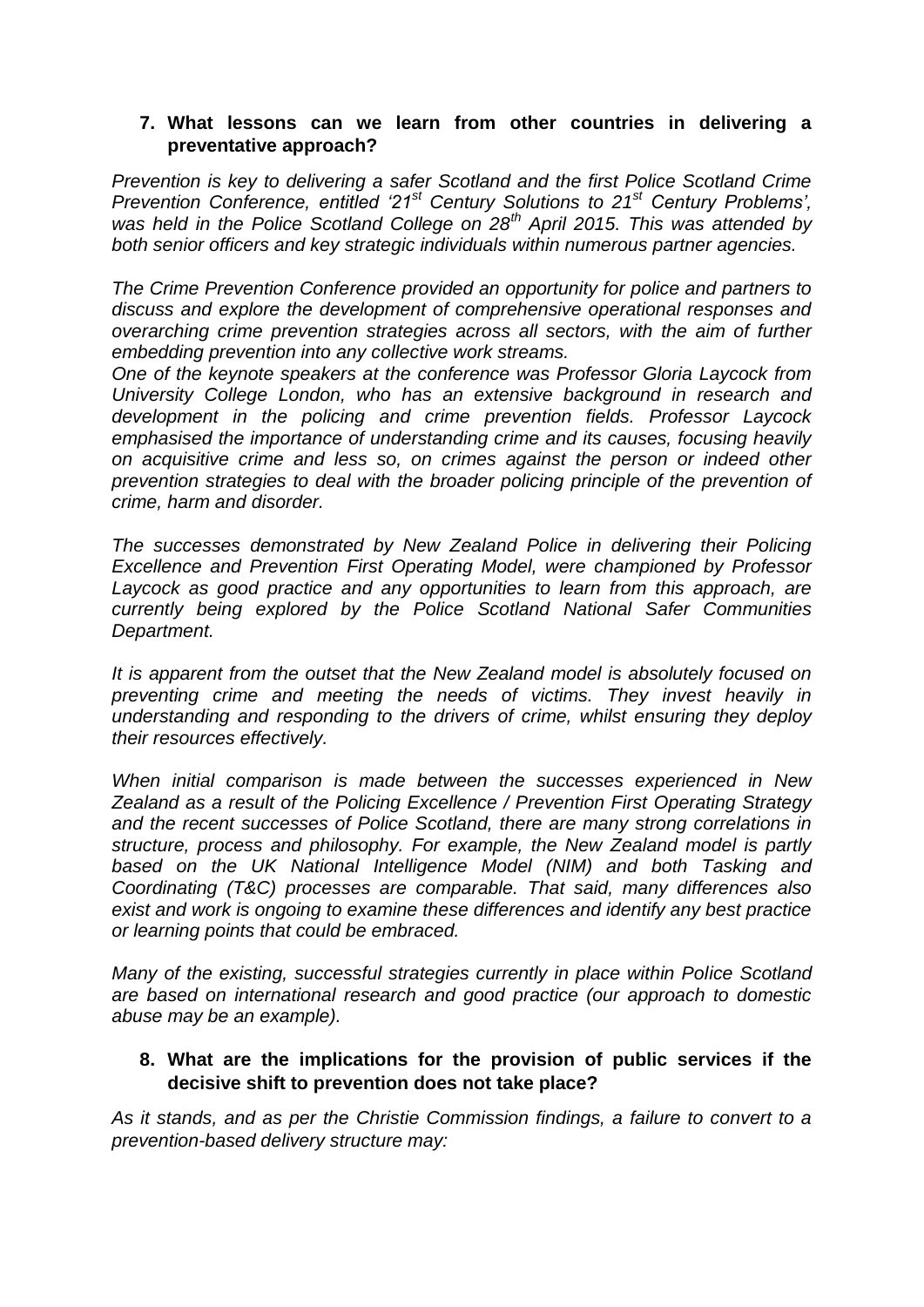**7. What lessons can we learn from other countries in delivering a preventative approach?**

*Prevention is key to delivering a safer Scotland and the first Police Scotland Crime Prevention Conference, entitled '21st Century Solutions to 21st Century Problems', was held in the Police Scotland College on 28th April 2015. This was attended by both senior officers and key strategic individuals within numerous partner agencies.*

*The Crime Prevention Conference provided an opportunity for police and partners to discuss and explore the development of comprehensive operational responses and overarching crime prevention strategies across all sectors, with the aim of further embedding prevention into any collective work streams.*

*One of the keynote speakers at the conference was Professor Gloria Laycock from University College London, who has an extensive background in research and development in the policing and crime prevention fields. Professor Laycock emphasised the importance of understanding crime and its causes, focusing heavily on acquisitive crime and less so, on crimes against the person or indeed other prevention strategies to deal with the broader policing principle of the prevention of crime, harm and disorder.*

*The successes demonstrated by New Zealand Police in delivering their Policing Excellence and Prevention First Operating Model, were championed by Professor Laycock as good practice and any opportunities to learn from this approach, are currently being explored by the Police Scotland National Safer Communities Department.*

*It is apparent from the outset that the New Zealand model is absolutely focused on preventing crime and meeting the needs of victims. They invest heavily in understanding and responding to the drivers of crime, whilst ensuring they deploy their resources effectively.*

*When initial comparison is made between the successes experienced in New Zealand as a result of the Policing Excellence / Prevention First Operating Strategy and the recent successes of Police Scotland, there are many strong correlations in structure, process and philosophy. For example, the New Zealand model is partly based on the UK National Intelligence Model (NIM) and both Tasking and Coordinating (T&C) processes are comparable. That said, many differences also exist and work is ongoing to examine these differences and identify any best practice or learning points that could be embraced.*

*Many of the existing, successful strategies currently in place within Police Scotland are based on international research and good practice (our approach to domestic abuse may be an example).*

**8. What are the implications for the provision of public services if the decisive shift to prevention does not take place?**

*As it stands, and as per the Christie Commission findings, a failure to convert to a prevention-based delivery structure may:*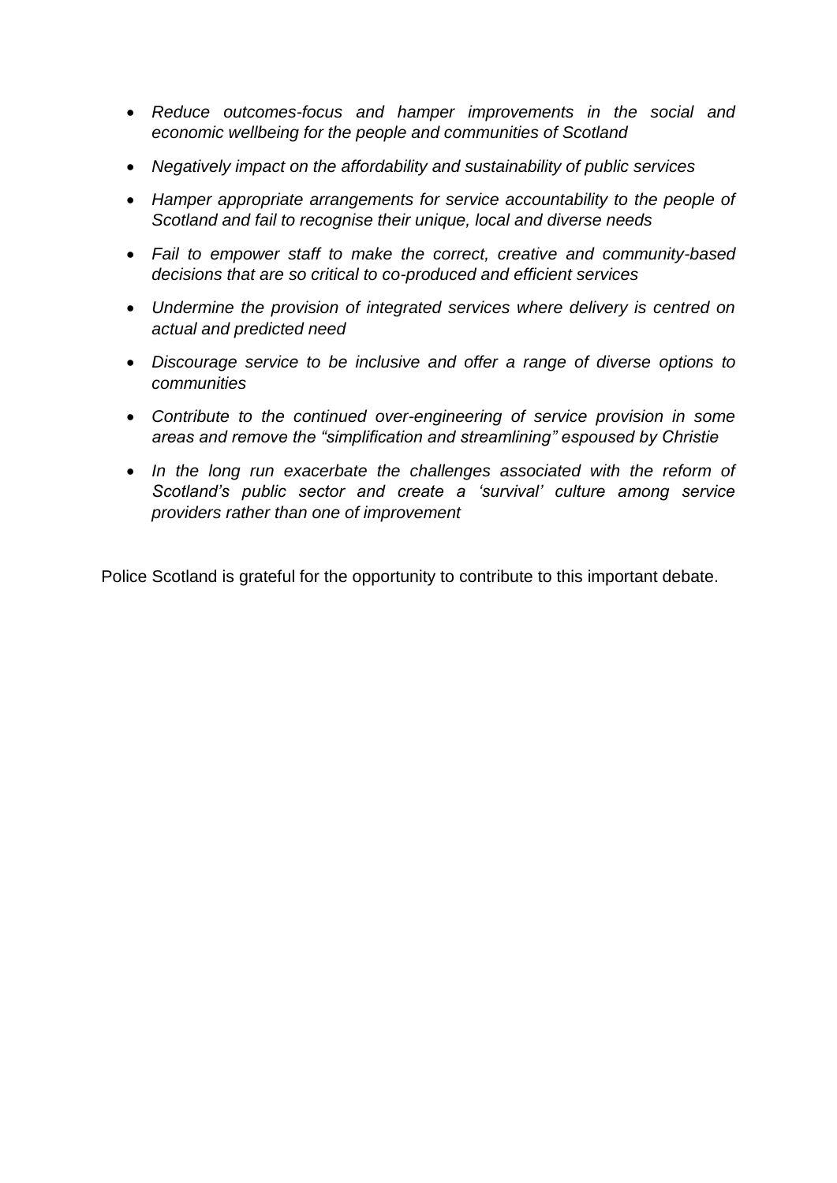- *Reduce outcomes-focus and hamper improvements in the social and economic wellbeing for the people and communities of Scotland*
- *Negatively impact on the affordability and sustainability of public services*
- *Hamper appropriate arrangements for service accountability to the people of Scotland and fail to recognise their unique, local and diverse needs*
- *Fail to empower staff to make the correct, creative and community-based decisions that are so critical to co-produced and efficient services*
- *Undermine the provision of integrated services where delivery is centred on actual and predicted need*
- *Discourage service to be inclusive and offer a range of diverse options to communities*
- *Contribute to the continued over-engineering of service provision in some areas and remove the "simplification and streamlining" espoused by Christie*
- *In the long run exacerbate the challenges associated with the reform of Scotland's public sector and create a 'survival' culture among service providers rather than one of improvement*

Police Scotland is grateful for the opportunity to contribute to this important debate.